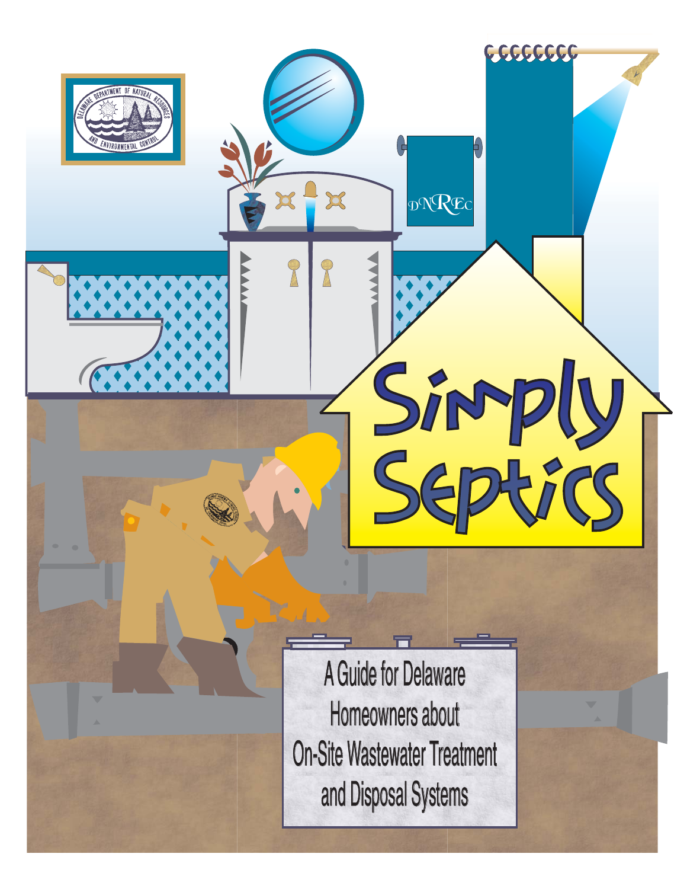# Simply Septics

A Guide for Delaware Homeowners about On-Site Wastewater Treatment and Disposal Systems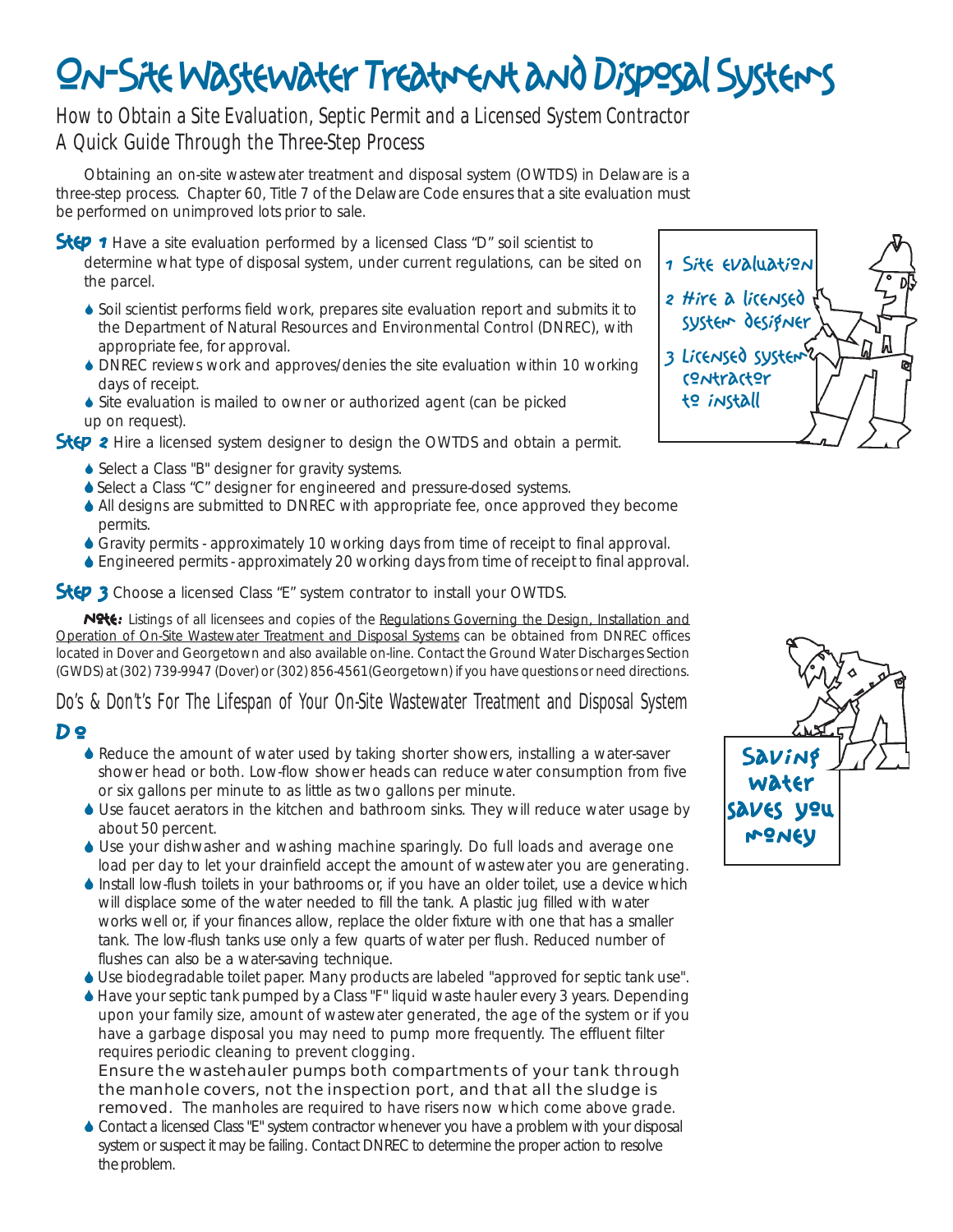# On-Site Wastewater Treatment and Disposal Systems

## How to Obtain a Site Evaluation, Septic Permit and a Licensed System Contractor
## A Quick Guide Through the Three-Step Process

Obtaining an on-site wastewater treatment and disposal system (OWTDS) in Delaware is a three-step process. Chapter 60, Title 7 of the Delaware Code ensures that a site evaluation must be performed on unimproved lots prior to sale.

**Step 1** Have a site evaluation performed by a licensed Class "D" soil scientist to determine what type of disposal system, under current regulations, can be sited on the parcel.

- Soil scientist performs field work, prepares site evaluation report and submits it to the Department of Natural Resources and Environmental Control (DNREC), with appropriate fee, for approval.
- DNREC reviews work and approves/denies the site evaluation within 10 working days of receipt.
- Site evaluation is mailed to owner or authorized agent (can be picked up on request).

**Step 2** Hire a licensed system designer to design the OWTDS and obtain a permit.

- Select a Class "B" designer for gravity systems.
- Select a Class "C" designer for engineered and pressure-dosed systems.
- All designs are submitted to DNREC with appropriate fee, once approved they become permits.
- Gravity permits - approximately 10 working days from time of receipt to final approval.
- Engineered permits - approximately 20 working days from time of receipt to final approval.

**Step 3** Choose a licensed Class "E" system contrator to install your OWTDS.

1 Site evaluation
2 Hire a licensed system designer
3 Licensed system contractor to install

**Note:** Listings of all licensees and copies of the Regulations Governing the Design, Installation and Operation of On-Site Wastewater Treatment and Disposal Systems can be obtained from DNREC offices located in Dover and Georgetown and also available on-line. Contact the Ground Water Discharges Section (GWDS) at (302) 739-9947 (Dover) or (302) 856-4561(Georgetown) if you have questions or need directions.

## Do's & Don't's For The Lifespan of Your On-Site Wastewater Treatment and Disposal System

### Do

- Reduce the amount of water used by taking shorter showers, installing a water-saver shower head or both. Low-flow shower heads can reduce water consumption from five or six gallons per minute to as little as two gallons per minute.
- Use faucet aerators in the kitchen and bathroom sinks. They will reduce water usage by about 50 percent.
- Use your dishwasher and washing machine sparingly. Do full loads and average one load per day to let your drainfield accept the amount of wastewater you are generating.
- Install low-flush toilets in your bathrooms or, if you have an older toilet, use a device which will displace some of the water needed to fill the tank. A plastic jug filled with water works well or, if your finances allow, replace the older fixture with one that has a smaller tank. The low-flush tanks use only a few quarts of water per flush. Reduced number of flushes can also be a water-saving technique.
- Use biodegradable toilet paper. Many products are labeled "approved for septic tank use".
- Have your septic tank pumped by a Class "F" liquid waste hauler every 3 years. Depending upon your family size, amount of wastewater generated, the age of the system or if you have a garbage disposal you may need to pump more frequently. The effluent filter requires periodic cleaning to prevent clogging.
  Ensure the wastehauler pumps both compartments of your tank through the manhole covers, not the inspection port, and that all the sludge is removed. The manholes are required to have risers now which come above grade.
- Contact a licensed Class "E" system contractor whenever you have a problem with your disposal system or suspect it may be failing. Contact DNREC to determine the proper action to resolve the problem.

Saving water saves you money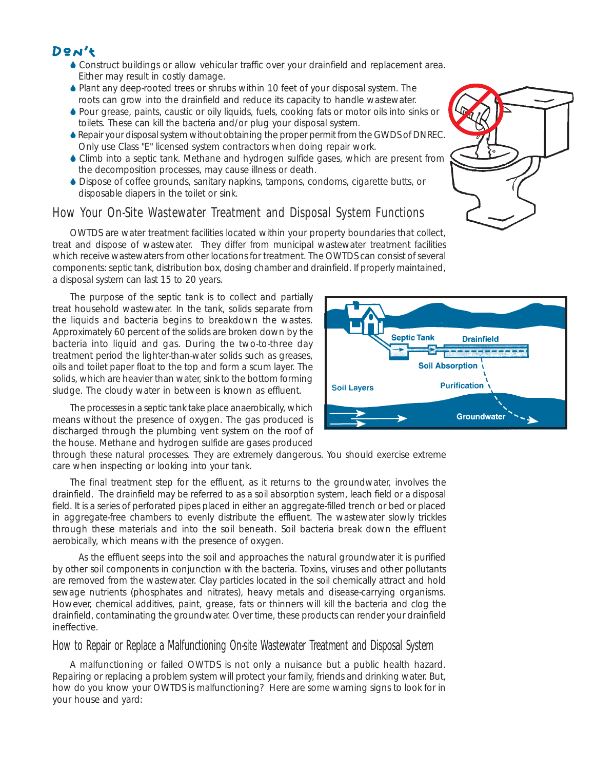## Don't

- Construct buildings or allow vehicular traffic over your drainfield and replacement area. Either may result in costly damage.
- Plant any deep-rooted trees or shrubs within 10 feet of your disposal system. The roots can grow into the drainfield and reduce its capacity to handle wastewater.
- Pour grease, paints, caustic or oily liquids, fuels, cooking fats or motor oils into sinks or toilets. These can kill the bacteria and/or plug your disposal system.
- Repair your disposal system without obtaining the proper permit from the GWDS of DNREC. Only use Class "E" licensed system contractors when doing repair work.
- Climb into a septic tank. Methane and hydrogen sulfide gases, which are present from the decomposition processes, may cause illness or death.
- Dispose of coffee grounds, sanitary napkins, tampons, condoms, cigarette butts, or disposable diapers in the toilet or sink.

## How Your On-Site Wastewater Treatment and Disposal System Functions

OWTDS are water treatment facilities located within your property boundaries that collect, treat and dispose of wastewater. They differ from municipal wastewater treatment facilities which receive wastewaters from other locations for treatment. The OWTDS can consist of several components: septic tank, distribution box, dosing chamber and drainfield. If properly maintained, a disposal system can last 15 to 20 years.

The purpose of the septic tank is to collect and partially treat household wastewater. In the tank, solids separate from the liquids and bacteria begins to breakdown the wastes. Approximately 60 percent of the solids are broken down by the bacteria into liquid and gas. During the two-to-three day treatment period the lighter-than-water solids such as greases, oils and toilet paper float to the top and form a scum layer. The solids, which are heavier than water, sink to the bottom forming sludge. The cloudy water in between is known as effluent.

The processes in a septic tank take place anaerobically, which means without the presence of oxygen. The gas produced is discharged through the plumbing vent system on the roof of the house. Methane and hydrogen sulfide are gases produced through these natural processes. They are extremely dangerous. You should exercise extreme care when inspecting or looking into your tank.

The final treatment step for the effluent, as it returns to the groundwater, involves the drainfield. The drainfield may be referred to as a soil absorption system, leach field or a disposal field. It is a series of perforated pipes placed in either an aggregate-filled trench or bed or placed in aggregate-free chambers to evenly distribute the effluent. The wastewater slowly trickles through these materials and into the soil beneath. Soil bacteria break down the effluent aerobically, which means with the presence of oxygen.

As the effluent seeps into the soil and approaches the natural groundwater it is purified by other soil components in conjunction with the bacteria. Toxins, viruses and other pollutants are removed from the wastewater. Clay particles located in the soil chemically attract and hold sewage nutrients (phosphates and nitrates), heavy metals and disease-carrying organisms. However, chemical additives, paint, grease, fats or thinners will kill the bacteria and clog the drainfield, contaminating the groundwater. Over time, these products can render your drainfield ineffective.

## How to Repair or Replace a Malfunctioning On-site Wastewater Treatment and Disposal System

A malfunctioning or failed OWTDS is not only a nuisance but a public health hazard. Repairing or replacing a problem system will protect your family, friends and drinking water. But, how do you know your OWTDS is malfunctioning? Here are some warning signs to look for in your house and yard: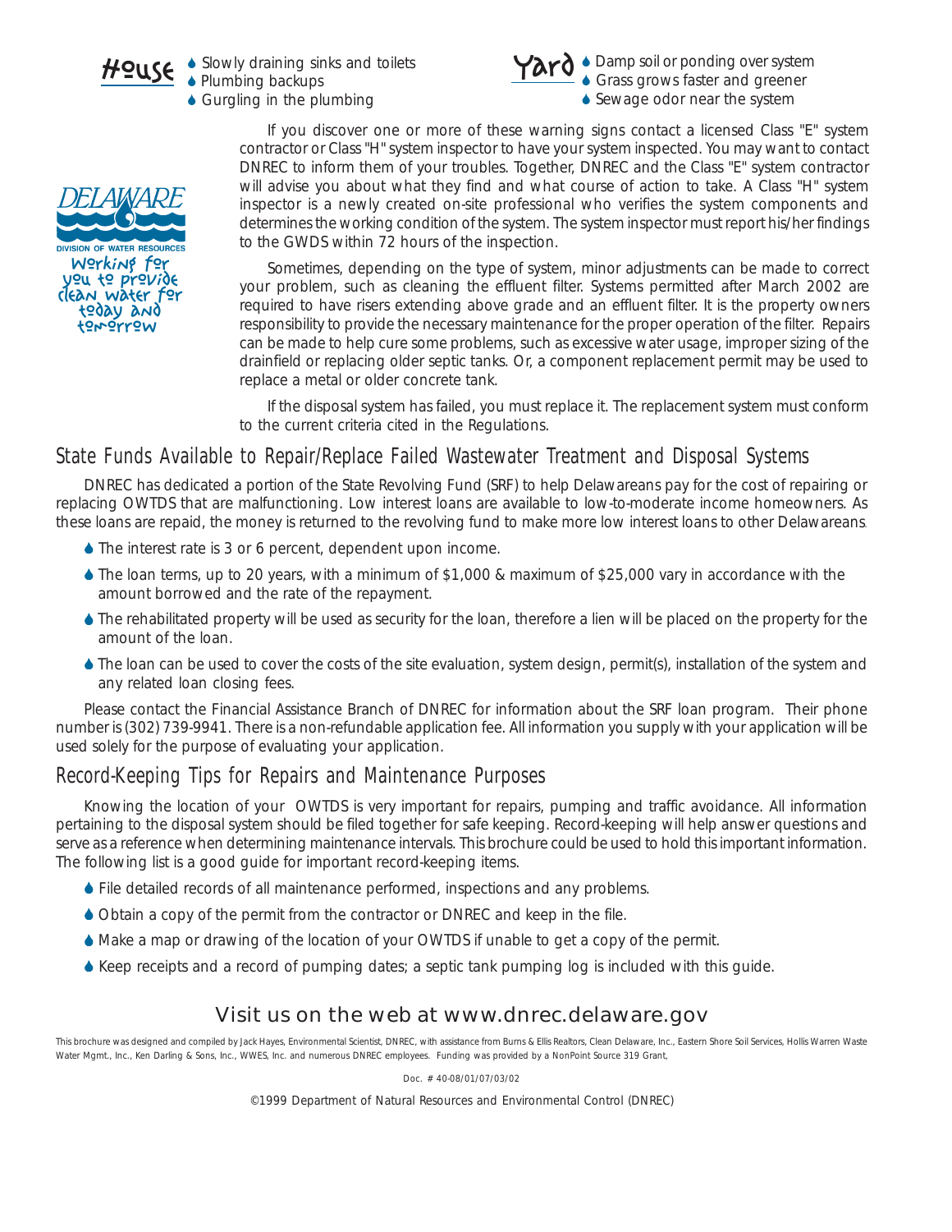**House**
- Slowly draining sinks and toilets
- Plumbing backups
- Gurgling in the plumbing

**Yard**
- Damp soil or ponding over system
- Grass grows faster and greener
- Sewage odor near the system

If you discover one or more of these warning signs contact a licensed Class "E" system contractor or Class "H" system inspector to have your system inspected. You may want to contact DNREC to inform them of your troubles. Together, DNREC and the Class "E" system contractor will advise you about what they find and what course of action to take. A Class "H" system inspector is a newly created on-site professional who verifies the system components and determines the working condition of the system. The system inspector must report his/her findings to the GWDS within 72 hours of the inspection.

DELAWARE
DIVISION OF WATER RESOURCES
Working for you to provide clean water for today and tomorrow

Sometimes, depending on the type of system, minor adjustments can be made to correct your problem, such as cleaning the effluent filter. Systems permitted after March 2002 are required to have risers extending above grade and an effluent filter. It is the property owners responsibility to provide the necessary maintenance for the proper operation of the filter. Repairs can be made to help cure some problems, such as excessive water usage, improper sizing of the drainfield or replacing older septic tanks. Or, a component replacement permit may be used to replace a metal or older concrete tank.

If the disposal system has failed, you must replace it. The replacement system must conform to the current criteria cited in the Regulations.

## State Funds Available to Repair/Replace Failed Wastewater Treatment and Disposal Systems

DNREC has dedicated a portion of the State Revolving Fund (SRF) to help Delawareans pay for the cost of repairing or replacing OWTDS that are malfunctioning. Low interest loans are available to low-to-moderate income homeowners. As these loans are repaid, the money is returned to the revolving fund to make more low interest loans to other Delawareans.

- The interest rate is 3 or 6 percent, dependent upon income.
- The loan terms, up to 20 years, with a minimum of $1,000 & maximum of $25,000 vary in accordance with the amount borrowed and the rate of the repayment.
- The rehabilitated property will be used as security for the loan, therefore a lien will be placed on the property for the amount of the loan.
- The loan can be used to cover the costs of the site evaluation, system design, permit(s), installation of the system and any related loan closing fees.

Please contact the Financial Assistance Branch of DNREC for information about the SRF loan program. Their phone number is (302) 739-9941. There is a non-refundable application fee. All information you supply with your application will be used solely for the purpose of evaluating your application.

## Record-Keeping Tips for Repairs and Maintenance Purposes

Knowing the location of your OWTDS is very important for repairs, pumping and traffic avoidance. All information pertaining to the disposal system should be filed together for safe keeping. Record-keeping will help answer questions and serve as a reference when determining maintenance intervals. This brochure could be used to hold this important information. The following list is a good guide for important record-keeping items.

- File detailed records of all maintenance performed, inspections and any problems.
- Obtain a copy of the permit from the contractor or DNREC and keep in the file.
- Make a map or drawing of the location of your OWTDS if unable to get a copy of the permit.
- Keep receipts and a record of pumping dates; a septic tank pumping log is included with this guide.

## Visit us on the web at www.dnrec.delaware.gov

This brochure was designed and compiled by Jack Hayes, Environmental Scientist, DNREC, with assistance from Burns & Ellis Realtors, Clean Delaware, Inc., Eastern Shore Soil Services, Hollis Warren Waste Water Mgmt., Inc., Ken Darling & Sons, Inc., WWES, Inc. and numerous DNREC employees. Funding was provided by a NonPoint Source 319 Grant,

Doc. # 40-08/01/07/03/02

©1999 Department of Natural Resources and Environmental Control (DNREC)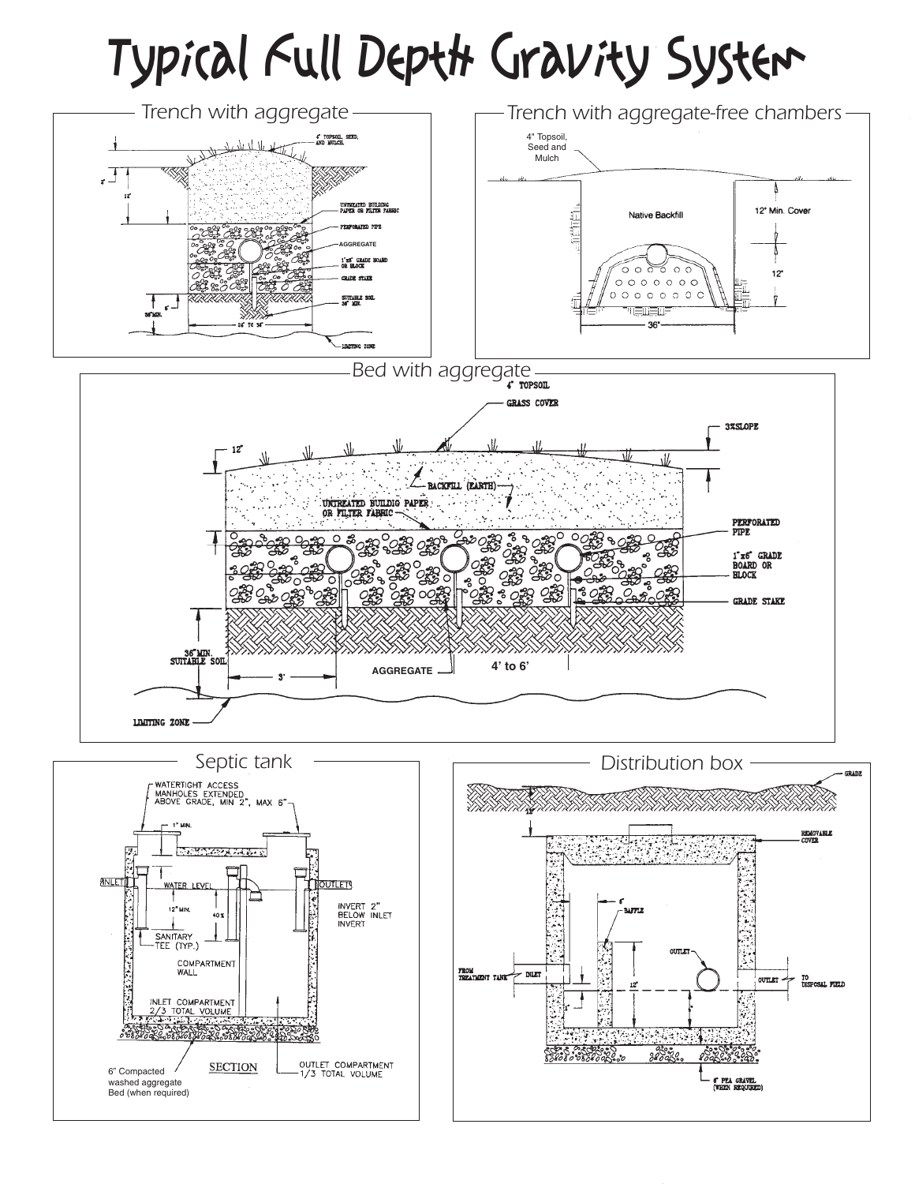# Typical Full Depth Gravity System

## Trench with aggregate

4" TOPSOIL, SEED, AND MULCH.

2"

12"

UNTREATED BUILDING PAPER OR FILTER FABRIC

PERFORATED PIPE

AGGREGATE

1"x6" GRADE BOARD OR BLOCK

GRADE STAKE

SUITABLE SOIL 36" MIN.

6"

36"MIN.

24" TO 36"

LIMITING ZONE

## Trench with aggregate-free chambers

4" Topsoil, Seed and Mulch

Native Backfill

12" Min. Cover

12"

36"

## Bed with aggregate

4" TOPSOIL

GRASS COVER

3%SLOPE

12"

BACKFILL (EARTH)

UNTREATED BUILDIG PAPER OR FILTER FABRIC

PERFORATED PIPE

1"x6" GRADE BOARD OR BLOCK

GRADE STAKE

36"MIN. SUITABLE SOIL

3'

AGGREGATE

4' to 6'

LIMITING ZONE

## Septic tank

WATERTIGHT ACCESS MANHOLES EXTENDED ABOVE GRADE, MIN 2", MAX 6"

1" MIN.

INLET

WATER LEVEL

OUTLET

12" MIN.

40%

INVERT 2" BELOW INLET INVERT

SANITARY TEE (TYP.)

COMPARTMENT WALL

INLET COMPARTMENT 2/3 TOTAL VOLUME

SECTION

OUTLET COMPARTMENT 1/3 TOTAL VOLUME

6" Compacted washed aggregate Bed (when required)

## Distribution box

GRADE

12"

REMOVABLE COVER

6"

BAFFLE

OUTLET

FROM TREATMENT TANK

INLET

12"

1"

4"

OUTLET

TO DISPOSAL FIELD

6" PEA GRAVEL (WHEN REQUIRED)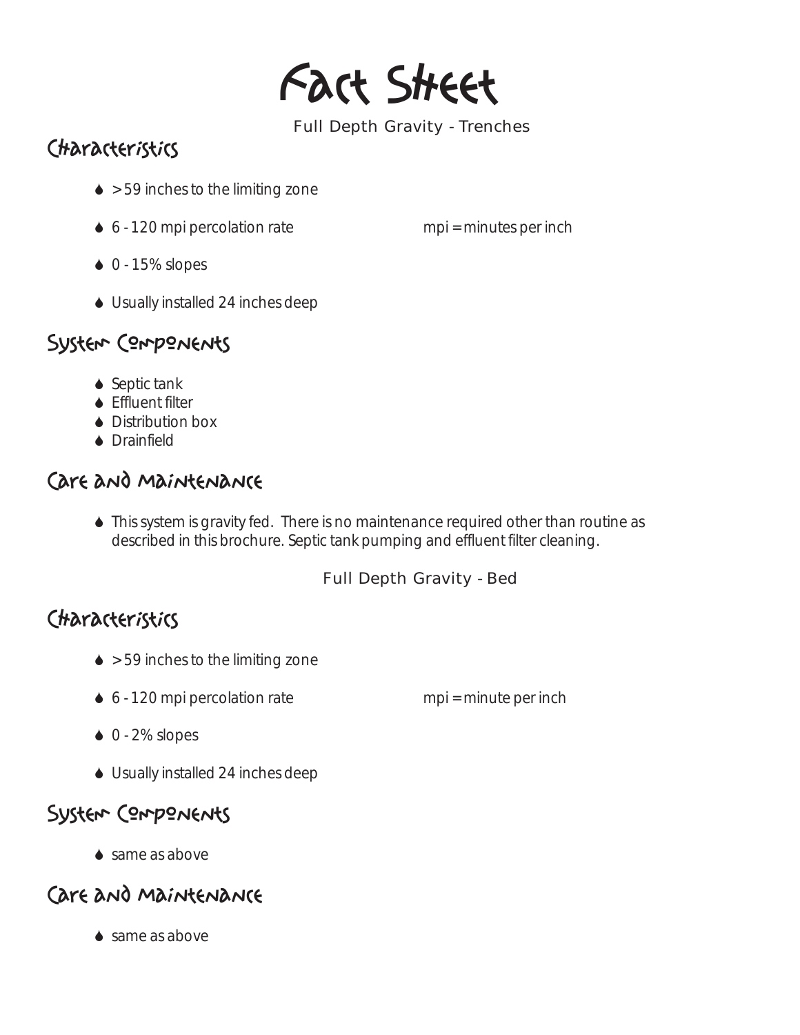# Fact Sheet

## Full Depth Gravity - Trenches

### Characteristics

- > 59 inches to the limiting zone
- 6 - 120 mpi percolation rate — mpi = minutes per inch
- 0 - 15% slopes
- Usually installed 24 inches deep

### System Components

- Septic tank
- Effluent filter
- Distribution box
- Drainfield

### Care and Maintenance

- This system is gravity fed. There is no maintenance required other than routine as described in this brochure. Septic tank pumping and effluent filter cleaning.

## Full Depth Gravity - Bed

### Characteristics

- > 59 inches to the limiting zone
- 6 - 120 mpi percolation rate — mpi = minute per inch
- 0 - 2% slopes
- Usually installed 24 inches deep

### System Components

- same as above

### Care and Maintenance

- same as above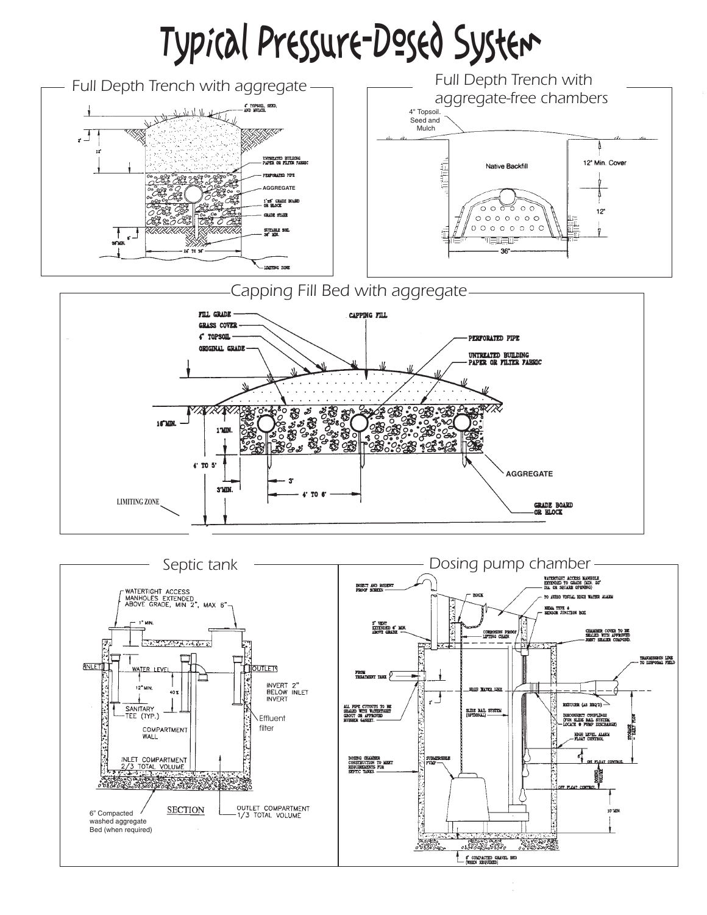# Typical Pressure-Dosed System

## Full Depth Trench with aggregate

4" TOPSOIL, SEED, AND MULCH.

2"

12"

UNTREATED BUILDING PAPER OR FILTER FABRIC

PERFORATED PIPE

AGGREGATE

1"x6" GRADE BOARD OR BLOCK

GRADE STAKE

SUITABLE SOIL 36" MIN.

6"

36" MIN.

24" TO 36"

LIMITING ZONE

## Full Depth Trench with aggregate-free chambers

4" Topsoil. Seed and Mulch

Native Backfill

12" Min. Cover

12"

36"

## Capping Fill Bed with aggregate

FILL GRADE

GRASS COVER

4" TOPSOIL

ORIGINAL GRADE

CAPPING FILL

PERFORATED PIPE

UNTREATED BUILDING PAPER OR FILTER FABRIC

16" MIN.

1' MIN.

4' TO 5'

3' MIN.

3'

4' TO 6'

AGGREGATE

LIMITING ZONE

GRADE BOARD OR BLOCK

## Septic tank

WATERTIGHT ACCESS MANHOLES EXTENDED ABOVE GRADE, MIN 2", MAX 6"

1" MIN.

INLET

WATER LEVEL

OUTLET

12" MIN.

40%

INVERT 2" BELOW INLET INVERT

SANITARY TEE (TYP.)

Effluent filter

COMPARTMENT WALL

INLET COMPARTMENT 2/3 TOTAL VOLUME

SECTION

OUTLET COMPARTMENT 1/3 TOTAL VOLUME

6" Compacted washed aggregate Bed (when required)

## Dosing pump chamber

INSECT AND RODENT PROOF SCREEN

HOOK

WATERTIGHT ACCESS MANHOLE EXTENDED TO GRADE (MIN. 22" DIA. OR SQUARE OPENING)

TO AUDIO VISUAL HIGH WATER ALARM

NEMA TYPE 4 SENSOR JUNCTION BOX

3" VENT EXTENDED 6" MIN. ABOVE GRADE

CORROSION PROOF LIFTING CHAIN

CHAMBER COVER TO BE SEALED WITH APPROVED JOINT SEALER COMPOUND.

FROM TREATMENT TANK

TRANSMISSION LINE TO DISPOSAL FIELD

HIGH WATER LINE

2"

ALL PIPE CUTOUTS TO BE SEALED WITH WATERTIGHT GROUT OR APPROVED RUBBER GASKET.

SLIDE RAIL SYSTEM (OPTIONAL)

REDUCER (AS REQ'D)

DISCONNECT COUPLINGS (FOR SLIDE RAIL SYSTEM LOCATE @ PUMP DISCHARGE)

HIGH LEVEL ALARM FLOAT CONTROL

STORAGE = DAILY FLOW

6"

DOSING CHAMBER CONSTRUCTION TO MEET REQUIREMENTS FOR SEPTIC TANKS.

SUBMERSIBLE PUMP

ON FLOAT CONTROL

DOSING VOLUME

OFF FLOAT CONTROL

10" MIN.

6" COMPACTED GRAVEL BED (WHEN REQUIRED)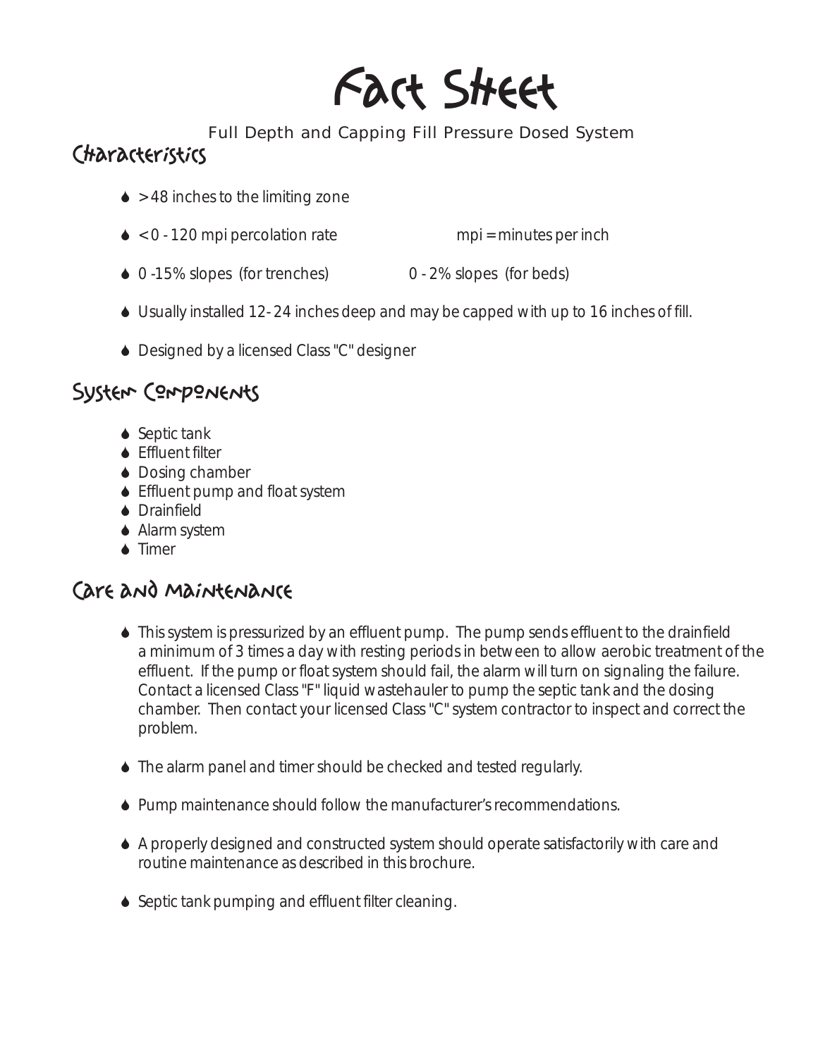# Fact Sheet

Full Depth and Capping Fill Pressure Dosed System

## Characteristics

- >48 inches to the limiting zone
- <0 - 120 mpi percolation rate mpi = minutes per inch
- 0 -15% slopes (for trenches) 0 - 2% slopes (for beds)
- Usually installed 12- 24 inches deep and may be capped with up to 16 inches of fill.
- Designed by a licensed Class "C" designer

## System Components

- Septic tank
- Effluent filter
- Dosing chamber
- Effluent pump and float system
- Drainfield
- Alarm system
- Timer

## Care and Maintenance

- This system is pressurized by an effluent pump. The pump sends effluent to the drainfield a minimum of 3 times a day with resting periods in between to allow aerobic treatment of the effluent. If the pump or float system should fail, the alarm will turn on signaling the failure. Contact a licensed Class "F" liquid wastehauler to pump the septic tank and the dosing chamber. Then contact your licensed Class "C" system contractor to inspect and correct the problem.
- The alarm panel and timer should be checked and tested regularly.
- Pump maintenance should follow the manufacturer's recommendations.
- A properly designed and constructed system should operate satisfactorily with care and routine maintenance as described in this brochure.
- Septic tank pumping and effluent filter cleaning.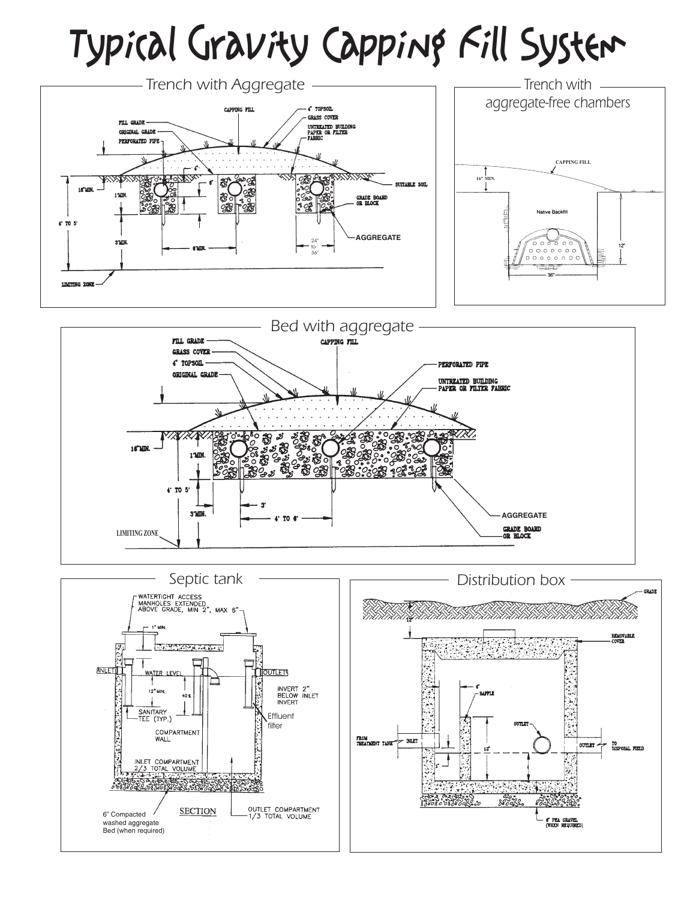# Typical Gravity Capping Fill System

## Trench with Aggregate

CAPPING FILL
4" TOPSOIL
GRASS COVER
UNTREATED BUILDING PAPER OR FILTER FABRIC
FILL GRADE
ORIGINAL GRADE
PERFORATED PIPE
4"
6"
SUITABLE SOIL
16"MIN.
1'MIN.
GRADE BOARD OR BLOCK
4' TO 5'
3'MIN.
6'MIN.
AGGREGATE
24" to 36"
LIMITING ZONE

## Trench with aggregate-free chambers

CAPPING FILL
16" MIN.
Native Backfill
12"
36"

## Bed with aggregate

FILL GRADE
GRASS COVER
4" TOPSOIL
ORIGINAL GRADE
CAPPING FILL
PERFORATED PIPE
UNTREATED BUILDING PAPER OR FILTER FABRIC
16"MIN.
1'MIN.
4' TO 5'
3'
3'MIN.
4' TO 6'
AGGREGATE
GRADE BOARD OR BLOCK
LIMITING ZONE

## Septic tank

WATERTIGHT ACCESS MANHOLES EXTENDED ABOVE GRADE, MIN 2", MAX 6"
1" MIN.
INLET
OUTLET
WATER LEVEL
12" MIN.
40%
INVERT 2" BELOW INLET INVERT
SANITARY TEE (TYP.)
Effluent filter
COMPARTMENT WALL
INLET COMPARTMENT 2/3 TOTAL VOLUME
SECTION
6" Compacted washed aggregate Bed (when required)
OUTLET COMPARTMENT 1/3 TOTAL VOLUME

## Distribution box

GRADE
12"
REMOVABLE COVER
6"
BAFFLE
OUTLET
FROM TREATMENT TANK
INLET
12"
1"
OUTLET
TO DISPOSAL FIELD
6" PEA GRAVEL (WHEN REQUIRED)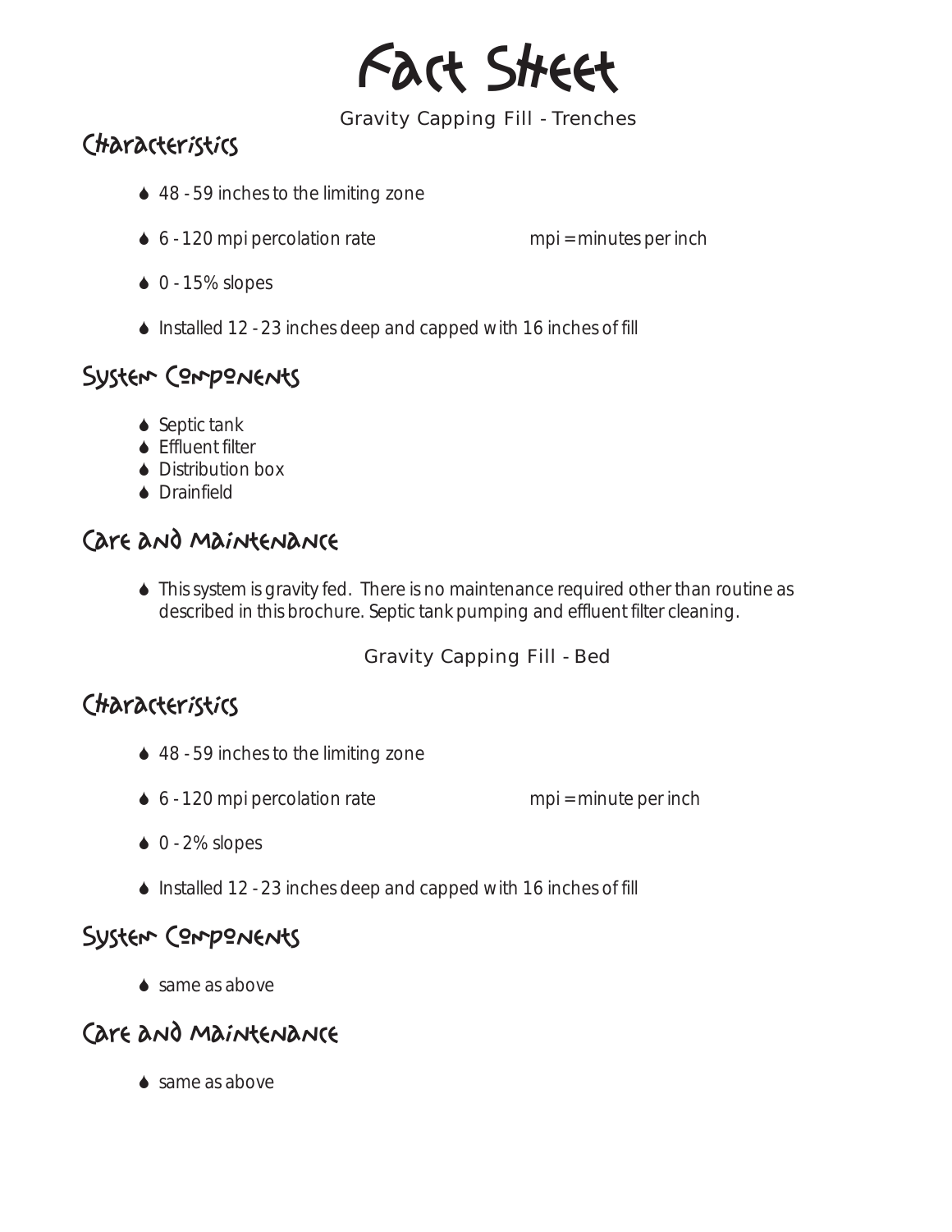# Fact Sheet

Gravity Capping Fill - Trenches

## Characteristics

- 48 - 59 inches to the limiting zone
- 6 - 120 mpi percolation rate mpi = minutes per inch
- 0 - 15% slopes
- Installed 12 - 23 inches deep and capped with 16 inches of fill

## System Components

- Septic tank
- Effluent filter
- Distribution box
- Drainfield

## Care and Maintenance

- This system is gravity fed. There is no maintenance required other than routine as described in this brochure. Septic tank pumping and effluent filter cleaning.

Gravity Capping Fill - Bed

## Characteristics

- 48 - 59 inches to the limiting zone
- 6 - 120 mpi percolation rate mpi = minute per inch
- 0 - 2% slopes
- Installed 12 - 23 inches deep and capped with 16 inches of fill

## System Components

- same as above

## Care and Maintenance

- same as above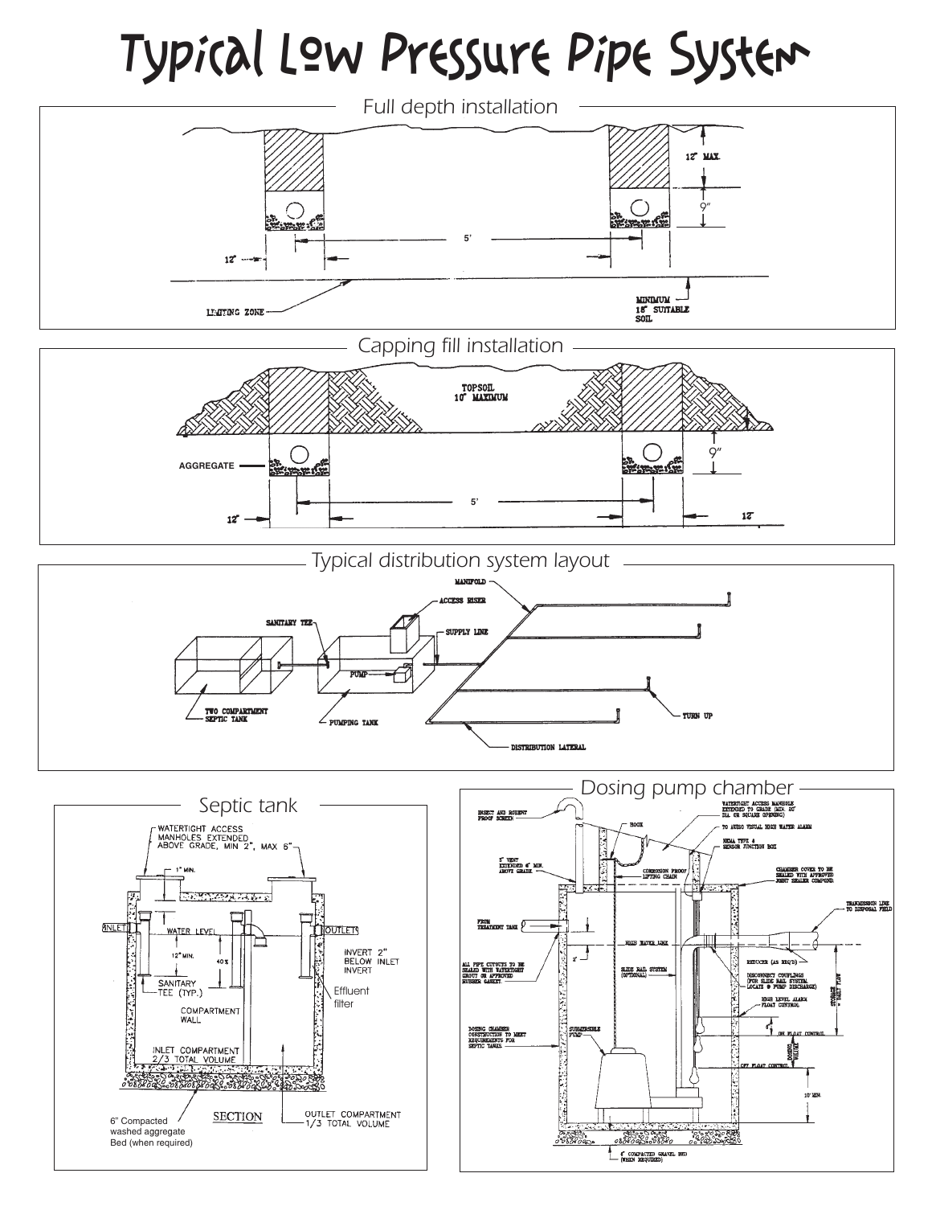# Typical Low Pressure Pipe System

## Full depth installation

12" MAX.

9"

5'

12"

LIMITING ZONE

MINIMUM 18" SUITABLE SOIL

## Capping fill installation

TOPSOIL 10" MAXIMUM

9"

AGGREGATE

5'

12"

12"

## Typical distribution system layout

MANIFOLD

ACCESS RISER

SANITARY TEE

SUPPLY LINE

PUMP

TWO COMPARTMENT SEPTIC TANK

PUMPING TANK

TURN UP

DISTRIBUTION LATERAL

## Septic tank

WATERTIGHT ACCESS MANHOLES EXTENDED ABOVE GRADE, MIN 2", MAX 6"

1" MIN.

INLET

WATER LEVEL

OUTLET

12" MIN.

40%

INVERT 2" BELOW INLET INVERT

SANITARY TEE (TYP.)

Effluent filter

COMPARTMENT WALL

INLET COMPARTMENT 2/3 TOTAL VOLUME

SECTION

6" Compacted washed aggregate Bed (when required)

OUTLET COMPARTMENT 1/3 TOTAL VOLUME

## Dosing pump chamber

INSECT AND RODENT PROOF SCREEN

HOOK

WATERTIGHT ACCESS MANHOLE EXTENDED TO GRADE (MIN. 20" DIA. OR SQUARE OPENING)

TO AUDIO VISUAL HIGH WATER ALARM

NEMA TYPE 4 SENSOR JUNCTION BOX

3" VENT EXTENDED 6" MIN. ABOVE GRADE

CORROSION PROOF LIFTING CHAIN

CHAMBER COVER TO BE SEALED WITH APPROVED JOINT SEALER COMPOUND.

TRANSMISSION LINE TO DISPOSAL FIELD

FROM TREATMENT TANK

HIGH WATER LINE

2"

ALL PIPE CUTOUTS TO BE SEALED WITH WATERTIGHT GROUT OR APPROVED RUBBER GASKET.

SLIDE RAIL SYSTEM (OPTIONAL)

REDUCER (AS REQ'D)

DISCONNECT COUPLINGS (FOR SLIDE RAIL SYSTEM, LOCATE @ PUMP DISCHARGE)

HIGH LEVEL ALARM FLOAT CONTROL

STORAGE = DAILY FLOW

6"

ON FLOAT CONTROL

DOSING CHAMBER CONSTRUCTION TO MEET REQUIREMENTS FOR SEPTIC TANKS.

SUBMERSIBLE PUMP

DOSING VOLUME

OFF FLOAT CONTROL

10" MIN.

6" COMPACTED GRAVEL BED (WHEN REQUIRED)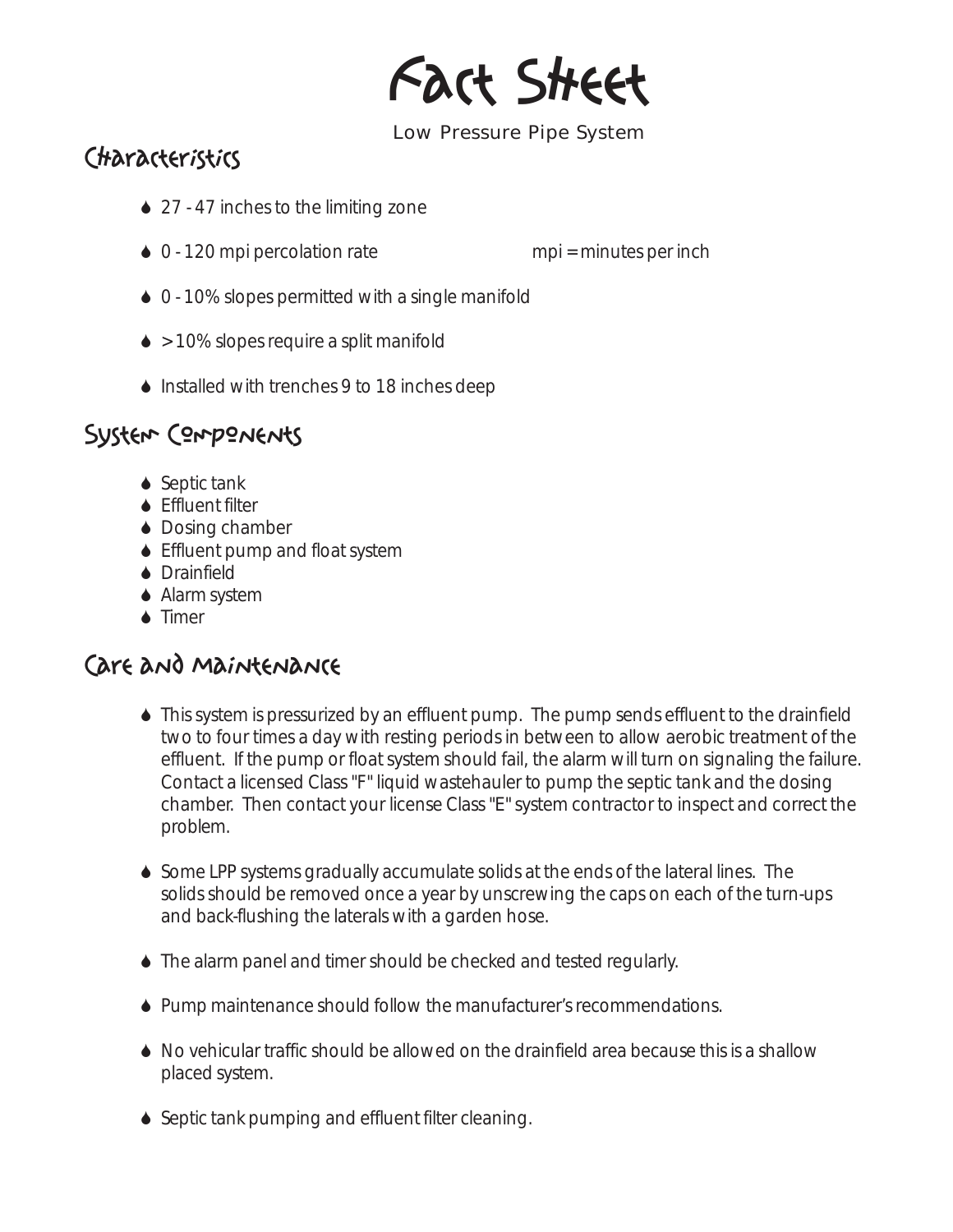# Fact Sheet

Low Pressure Pipe System

## Characteristics

- 27 - 47 inches to the limiting zone
- 0 - 120 mpi percolation rate mpi = minutes per inch
- 0 - 10% slopes permitted with a single manifold
- > 10% slopes require a split manifold
- Installed with trenches 9 to 18 inches deep

## System Components

- Septic tank
- Effluent filter
- Dosing chamber
- Effluent pump and float system
- Drainfield
- Alarm system
- Timer

## Care and Maintenance

- This system is pressurized by an effluent pump. The pump sends effluent to the drainfield two to four times a day with resting periods in between to allow aerobic treatment of the effluent. If the pump or float system should fail, the alarm will turn on signaling the failure. Contact a licensed Class "F" liquid wastehauler to pump the septic tank and the dosing chamber. Then contact your license Class "E" system contractor to inspect and correct the problem.
- Some LPP systems gradually accumulate solids at the ends of the lateral lines. The solids should be removed once a year by unscrewing the caps on each of the turn-ups and back-flushing the laterals with a garden hose.
- The alarm panel and timer should be checked and tested regularly.
- Pump maintenance should follow the manufacturer's recommendations.
- No vehicular traffic should be allowed on the drainfield area because this is a shallow placed system.
- Septic tank pumping and effluent filter cleaning.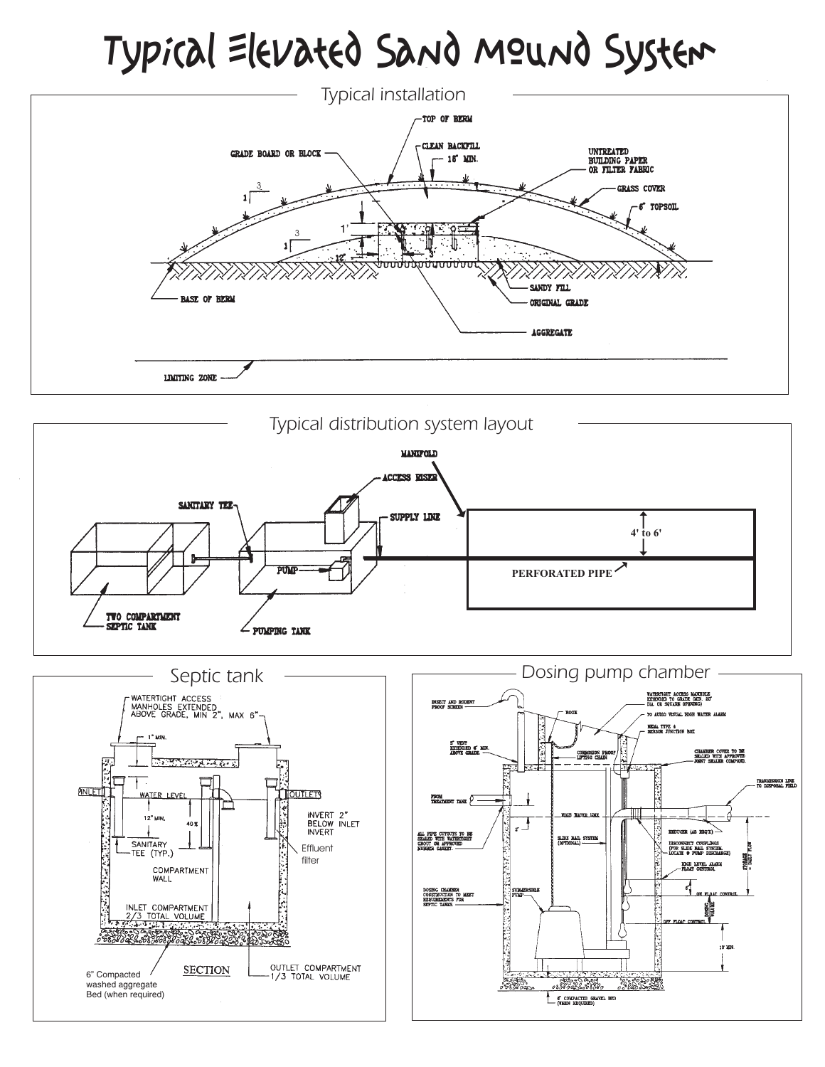# Typical Elevated Sand Mound System

## Typical installation

TOP OF BERM

GRADE BOARD OR BLOCK

CLEAN BACKFILL 18" MIN.

UNTREATED BUILDING PAPER OR FILTER FABRIC

GRASS COVER

6" TOPSOIL

3

1

3

1

1'

12"

3"

BASE OF BERM

SANDY FILL

ORIGINAL GRADE

AGGREGATE

LIMITING ZONE

## Typical distribution system layout

MANIFOLD

ACCESS RISER

SANITARY TEE

SUPPLY LINE

4' to 6'

PUMP

PERFORATED PIPE

TWO COMPARTMENT SEPTIC TANK

PUMPING TANK

## Septic tank

WATERTIGHT ACCESS MANHOLES EXTENDED ABOVE GRADE, MIN 2", MAX 6"

1" MIN.

INLET

WATER LEVEL

OUTLET

12" MIN.

40%

INVERT 2" BELOW INLET INVERT

SANITARY TEE (TYP.)

Effluent filter

COMPARTMENT WALL

INLET COMPARTMENT 2/3 TOTAL VOLUME

6" Compacted washed aggregate Bed (when required)

SECTION

OUTLET COMPARTMENT 1/3 TOTAL VOLUME

## Dosing pump chamber

INSECT AND RODENT PROOF SCREEN

WATERTIGHT ACCESS MANHOLE EXTENDED TO GRADE (MIN. 20" DIA OR SQUARE OPENING)

HOOK

TO AUDIO VISUAL HIGH WATER ALARM

NEMA TYPE 4 SENSOR JUNCTION BOX

3" VENT EXTENDED 6" MIN. ABOVE GRADE.

CORROSION PROOF LIFTING CHAIN

CHAMBER COVER TO BE SEALED WITH APPROVED JOINT SEALER COMPOUND.

FROM TREATMENT TANK

TRANSMISSION LINE TO DISPOSAL FIELD

HIGH WATER LINE

3"

ALL PIPE CUTOUTS TO BE SEALED WITH WATERTIGHT GROUT OR APPROVED RUBBER GASKET.

SLIDE RAIL SYSTEM (OPTIONAL)

REDUCER (AS REQ'D)

DISCONNECT COUPLINGS (FOR SLIDE RAIL SYSTEM, LOCATE @ PUMP DISCHARGE)

STORAGE = DAILY FLOW

HIGH LEVEL ALARM FLOAT CONTROL

DOSING CHAMBER CONSTRUCTION TO MEET REQUIREMENTS FOR SEPTIC TANKS.

SUBMERSIBLE PUMP

6"

ON FLOAT CONTROL

DOSING VOLUME

OFF FLOAT CONTROL

10" MIN

6" COMPACTED GRAVEL BED (WHEN REQUIRED)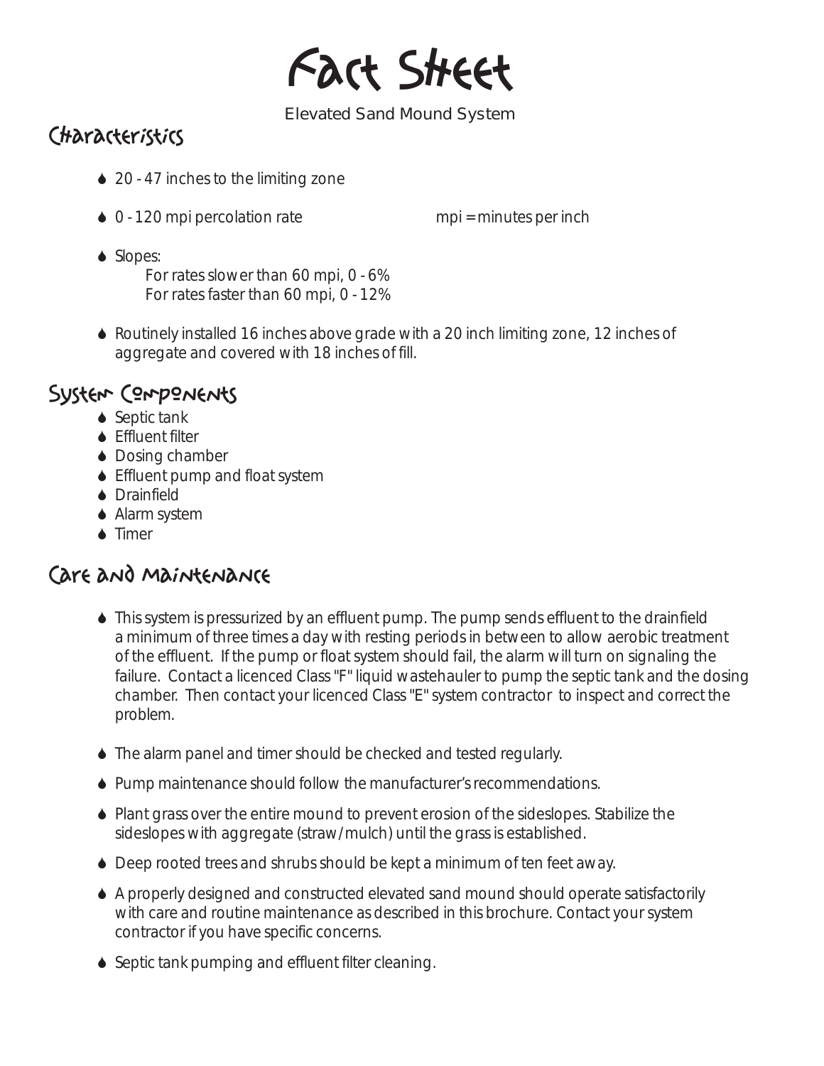# Fact Sheet

Elevated Sand Mound System

## Characteristics

- 20 - 47 inches to the limiting zone
- 0 - 120 mpi percolation rate mpi = minutes per inch
- Slopes:
  - For rates slower than 60 mpi, 0 - 6%
  - For rates faster than 60 mpi, 0 - 12%
- Routinely installed 16 inches above grade with a 20 inch limiting zone, 12 inches of aggregate and covered with 18 inches of fill.

## System Components

- Septic tank
- Effluent filter
- Dosing chamber
- Effluent pump and float system
- Drainfield
- Alarm system
- Timer

## Care and Maintenance

- This system is pressurized by an effluent pump. The pump sends effluent to the drainfield a minimum of three times a day with resting periods in between to allow aerobic treatment of the effluent. If the pump or float system should fail, the alarm will turn on signaling the failure. Contact a licenced Class "F" liquid wastehauler to pump the septic tank and the dosing chamber. Then contact your licenced Class "E" system contractor to inspect and correct the problem.
- The alarm panel and timer should be checked and tested regularly.
- Pump maintenance should follow the manufacturer's recommendations.
- Plant grass over the entire mound to prevent erosion of the sideslopes. Stabilize the sideslopes with aggregate (straw/mulch) until the grass is established.
- Deep rooted trees and shrubs should be kept a minimum of ten feet away.
- A properly designed and constructed elevated sand mound should operate satisfactorily with care and routine maintenance as described in this brochure. Contact your system contractor if you have specific concerns.
- Septic tank pumping and effluent filter cleaning.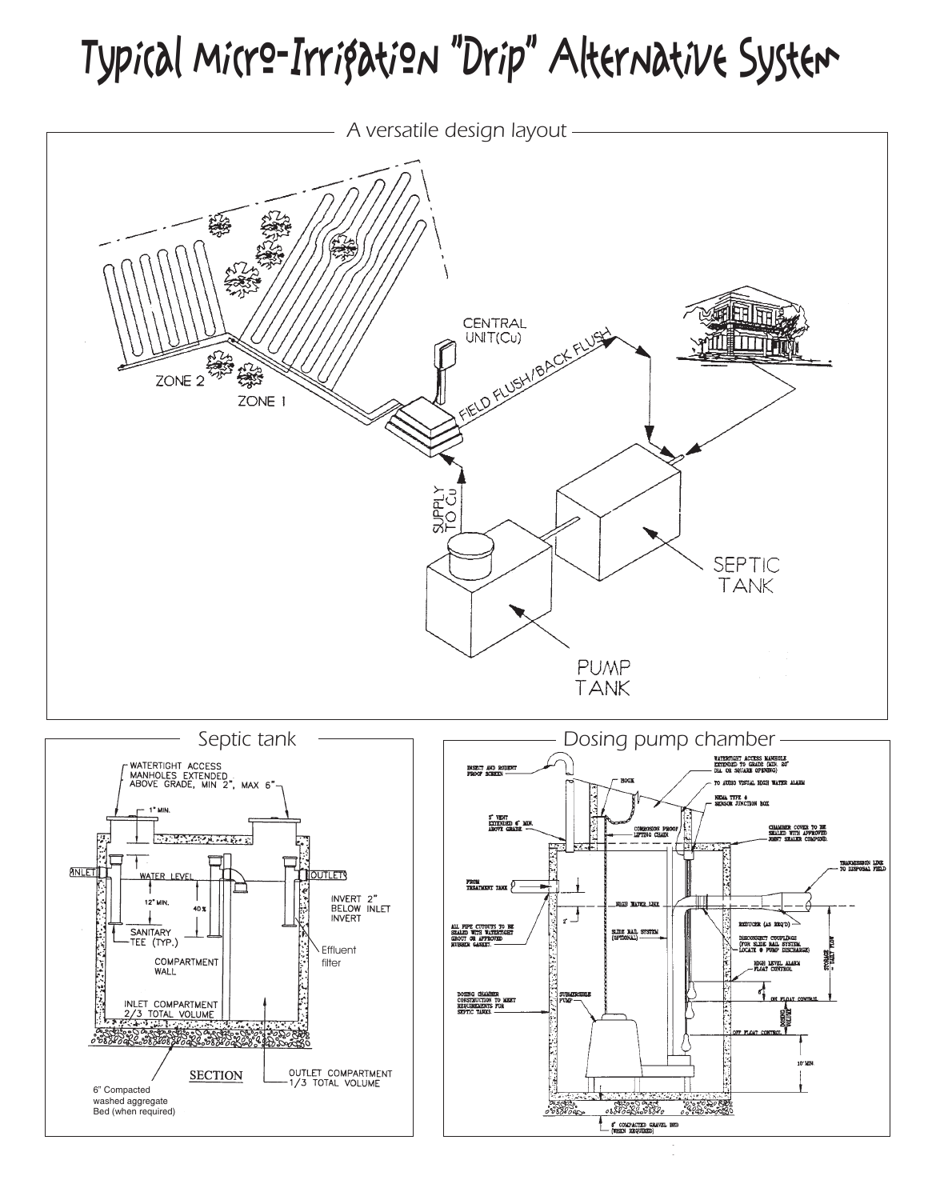# Typical Micro-Irrigation "Drip" Alternative System

*A versatile design layout*

CENTRAL UNIT(Cu)

ZONE 2

ZONE 1

FIELD FLUSH/BACK FLUSH

SUPPLY TO Cu

SEPTIC TANK

PUMP TANK

*Septic tank*

WATERTIGHT ACCESS MANHOLES EXTENDED ABOVE GRADE, MIN 2", MAX 6"

1" MIN.

INLET

WATER LEVEL

OUTLET

12" MIN.

40%

INVERT 2" BELOW INLET INVERT

SANITARY TEE (TYP.)

Effluent filter

COMPARTMENT WALL

INLET COMPARTMENT 2/3 TOTAL VOLUME

SECTION

OUTLET COMPARTMENT 1/3 TOTAL VOLUME

6" Compacted washed aggregate Bed (when required)

*Dosing pump chamber*

INSECT AND RODENT PROOF SCREEN

HOOK

WATERTIGHT ACCESS MANHOLE EXTENDED TO GRADE (MIN. 20" DIA. OR SQUARE OPENING)

TO AUDIO VISUAL HIGH WATER ALARM

NEMA TYPE 4 SENSOR JUNCTION BOX

3" VENT EXTENDED 6" MIN. ABOVE GRADE

CORROSION PROOF LIFTING CHAIN

CHAMBER COVER TO BE SEALED WITH APPROVED JOINT SEALER COMPOUND.

TRANSMISSION LINE TO DISPOSAL FIELD

FROM TREATMENT TANK

HIGH WATER LINE

2"

ALL PIPE CUTOUTS TO BE SEALED WITH WATERTIGHT GROUT OR APPROVED RUBBER GASKET.

SLIDE RAIL SYSTEM (OPTIONAL)

REDUCER (AS REQ'D)

DISCONNECT COUPLINGS (FOR SLIDE RAIL SYSTEM LOCATE @ PUMP DISCHARGE)

STORAGE = DAILY FLOW

HIGH LEVEL ALARM FLOAT CONTROL

6"

ON FLOAT CONTROL

DOSING CHAMBER CONSTRUCTION TO MEET REQUIREMENTS FOR SEPTIC TANKS.

SUBMERSIBLE PUMP

DOSING VOLUME

OFF FLOAT CONTROL

10" MIN.

6" COMPACTED GRAVEL BED (WHEN REQUIRED)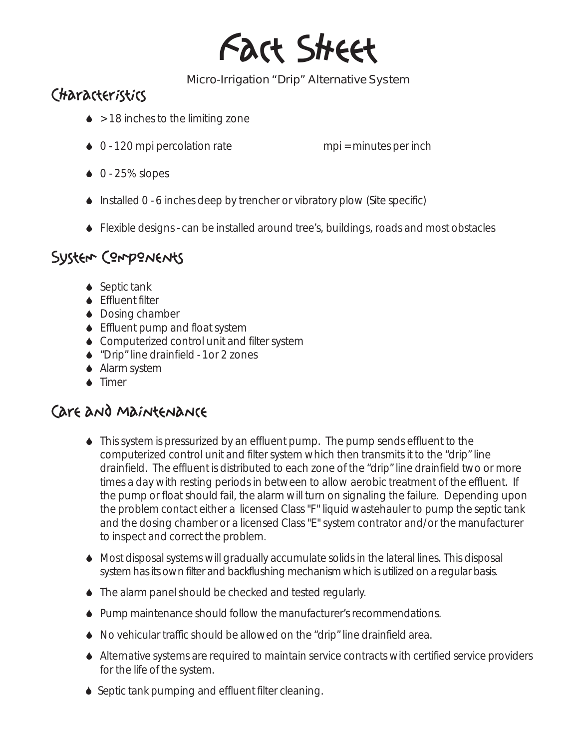# Fact Sheet

Micro-Irrigation "Drip" Alternative System

## Characteristics

- >18 inches to the limiting zone
- 0 - 120 mpi percolation rate          mpi = minutes per inch
- 0 - 25% slopes
- Installed 0 - 6 inches deep by trencher or vibratory plow (Site specific)
- Flexible designs - can be installed around tree's, buildings, roads and most obstacles

## System Components

- Septic tank
- Effluent filter
- Dosing chamber
- Effluent pump and float system
- Computerized control unit and filter system
- "Drip" line drainfield - 1or 2 zones
- Alarm system
- Timer

## Care and Maintenance

- This system is pressurized by an effluent pump. The pump sends effluent to the computerized control unit and filter system which then transmits it to the "drip" line drainfield. The effluent is distributed to each zone of the "drip" line drainfield two or more times a day with resting periods in between to allow aerobic treatment of the effluent. If the pump or float should fail, the alarm will turn on signaling the failure. Depending upon the problem contact either a licensed Class "F" liquid wastehauler to pump the septic tank and the dosing chamber or a licensed Class "E" system contrator and/or the manufacturer to inspect and correct the problem.
- Most disposal systems will gradually accumulate solids in the lateral lines. This disposal system has its own filter and backflushing mechanism which is utilized on a regular basis.
- The alarm panel should be checked and tested regularly.
- Pump maintenance should follow the manufacturer's recommendations.
- No vehicular traffic should be allowed on the "drip" line drainfield area.
- Alternative systems are required to maintain service contracts with certified service providers for the life of the system.
- Septic tank pumping and effluent filter cleaning.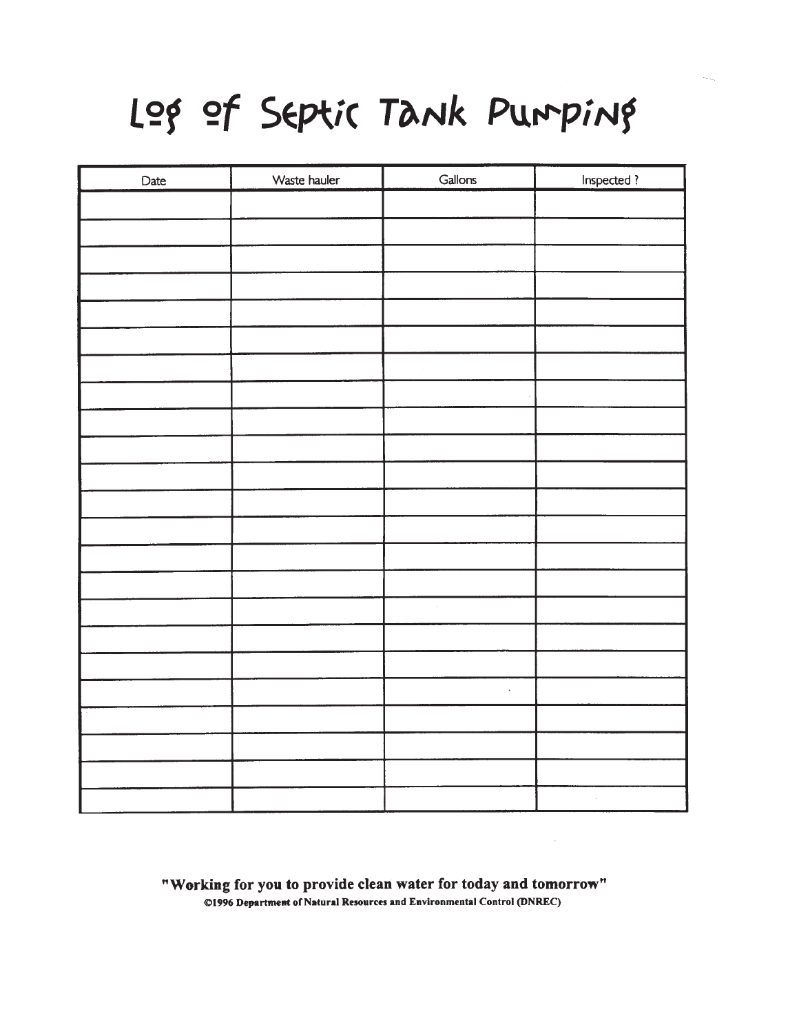# Log of Septic Tank Pumping

| Date | Waste hauler | Gallons | Inspected ? |
|---|---|---|---|
| | | | |
| | | | |
| | | | |
| | | | |
| | | | |
| | | | |
| | | | |
| | | | |
| | | | |
| | | | |
| | | | |
| | | | |
| | | | |
| | | | |
| | | | |
| | | | |
| | | | |
| | | | |
| | | | |
| | | | |
| | | | |
| | | | |
| | | | |

**"Working for you to provide clean water for today and tomorrow"**

**©1996 Department of Natural Resources and Environmental Control (DNREC)**